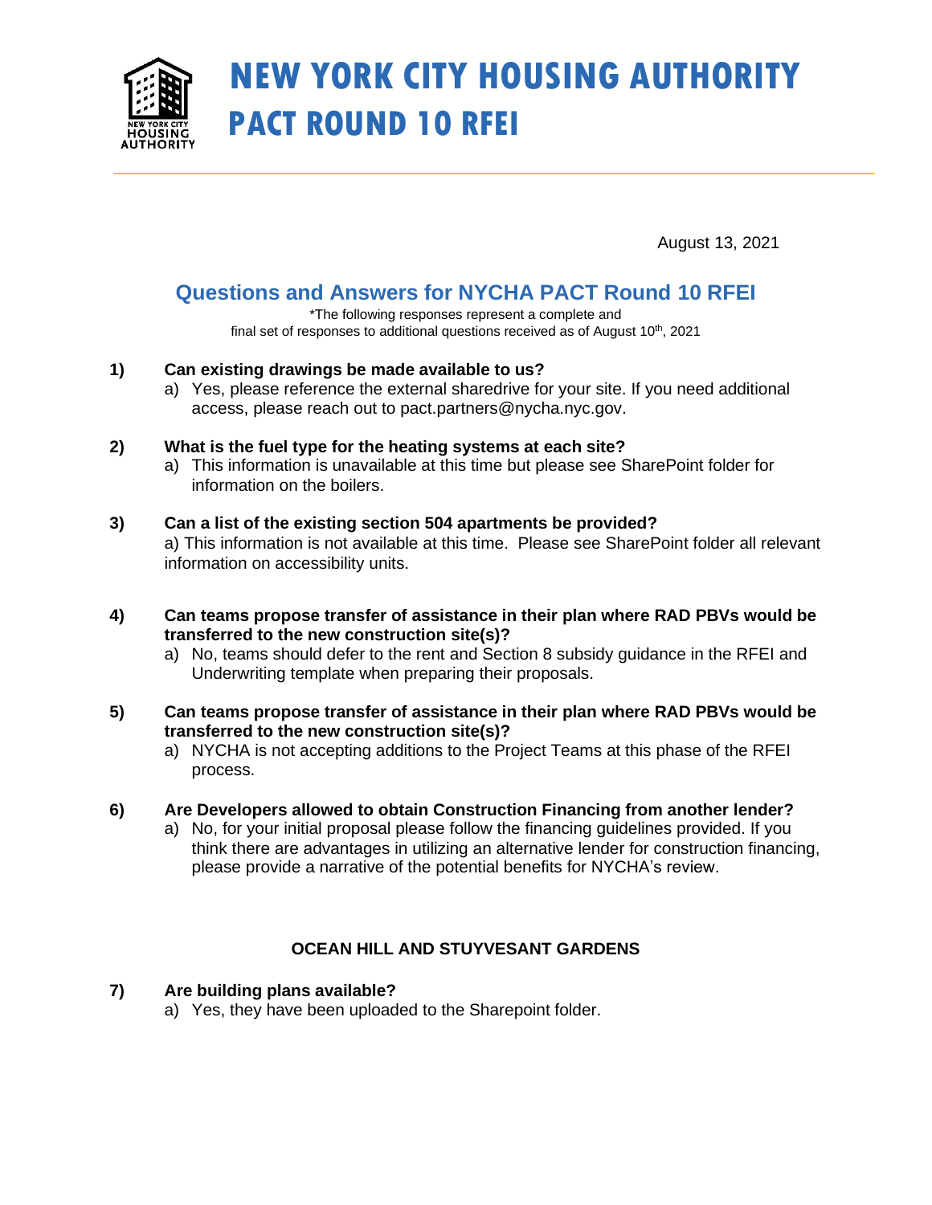# NEW YORK CITY HOUSING AUTHORITY
# PACT ROUND 10 RFEI

August 13, 2021

## Questions and Answers for NYCHA PACT Round 10 RFEI

*The following responses represent a complete and final set of responses to additional questions received as of August 10th, 2021

**1) Can existing drawings be made available to us?**

a) Yes, please reference the external sharedrive for your site. If you need additional access, please reach out to pact.partners@nycha.nyc.gov.

**2) What is the fuel type for the heating systems at each site?**

a) This information is unavailable at this time but please see SharePoint folder for information on the boilers.

**3) Can a list of the existing section 504 apartments be provided?**

a) This information is not available at this time. Please see SharePoint folder all relevant information on accessibility units.

**4) Can teams propose transfer of assistance in their plan where RAD PBVs would be transferred to the new construction site(s)?**

a) No, teams should defer to the rent and Section 8 subsidy guidance in the RFEI and Underwriting template when preparing their proposals.

**5) Can teams propose transfer of assistance in their plan where RAD PBVs would be transferred to the new construction site(s)?**

a) NYCHA is not accepting additions to the Project Teams at this phase of the RFEI process.

**6) Are Developers allowed to obtain Construction Financing from another lender?**

a) No, for your initial proposal please follow the financing guidelines provided. If you think there are advantages in utilizing an alternative lender for construction financing, please provide a narrative of the potential benefits for NYCHA's review.

### OCEAN HILL AND STUYVESANT GARDENS

**7) Are building plans available?**

a) Yes, they have been uploaded to the Sharepoint folder.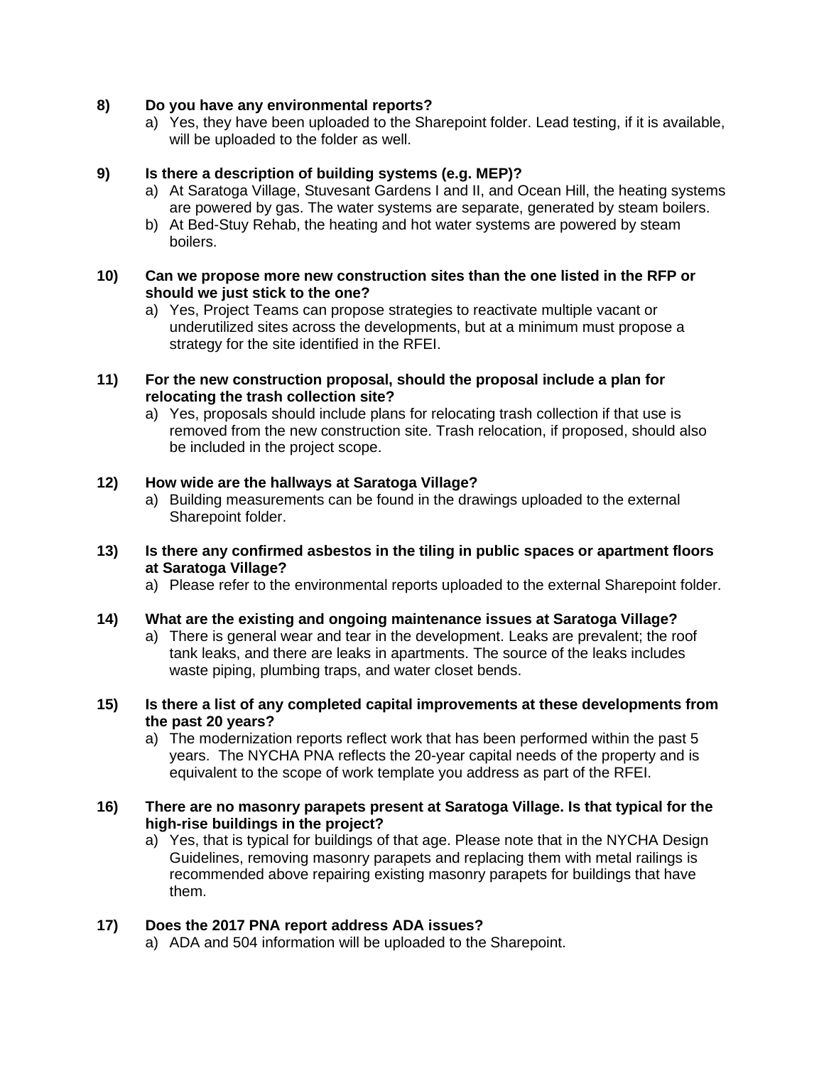**8) Do you have any environmental reports?**

a) Yes, they have been uploaded to the Sharepoint folder. Lead testing, if it is available, will be uploaded to the folder as well.

**9) Is there a description of building systems (e.g. MEP)?**

a) At Saratoga Village, Stuvesant Gardens I and II, and Ocean Hill, the heating systems are powered by gas. The water systems are separate, generated by steam boilers.

b) At Bed-Stuy Rehab, the heating and hot water systems are powered by steam boilers.

**10) Can we propose more new construction sites than the one listed in the RFP or should we just stick to the one?**

a) Yes, Project Teams can propose strategies to reactivate multiple vacant or underutilized sites across the developments, but at a minimum must propose a strategy for the site identified in the RFEI.

**11) For the new construction proposal, should the proposal include a plan for relocating the trash collection site?**

a) Yes, proposals should include plans for relocating trash collection if that use is removed from the new construction site. Trash relocation, if proposed, should also be included in the project scope.

**12) How wide are the hallways at Saratoga Village?**

a) Building measurements can be found in the drawings uploaded to the external Sharepoint folder.

**13) Is there any confirmed asbestos in the tiling in public spaces or apartment floors at Saratoga Village?**

a) Please refer to the environmental reports uploaded to the external Sharepoint folder.

**14) What are the existing and ongoing maintenance issues at Saratoga Village?**

a) There is general wear and tear in the development. Leaks are prevalent; the roof tank leaks, and there are leaks in apartments. The source of the leaks includes waste piping, plumbing traps, and water closet bends.

**15) Is there a list of any completed capital improvements at these developments from the past 20 years?**

a) The modernization reports reflect work that has been performed within the past 5 years. The NYCHA PNA reflects the 20-year capital needs of the property and is equivalent to the scope of work template you address as part of the RFEI.

**16) There are no masonry parapets present at Saratoga Village. Is that typical for the high-rise buildings in the project?**

a) Yes, that is typical for buildings of that age. Please note that in the NYCHA Design Guidelines, removing masonry parapets and replacing them with metal railings is recommended above repairing existing masonry parapets for buildings that have them.

**17) Does the 2017 PNA report address ADA issues?**

a) ADA and 504 information will be uploaded to the Sharepoint.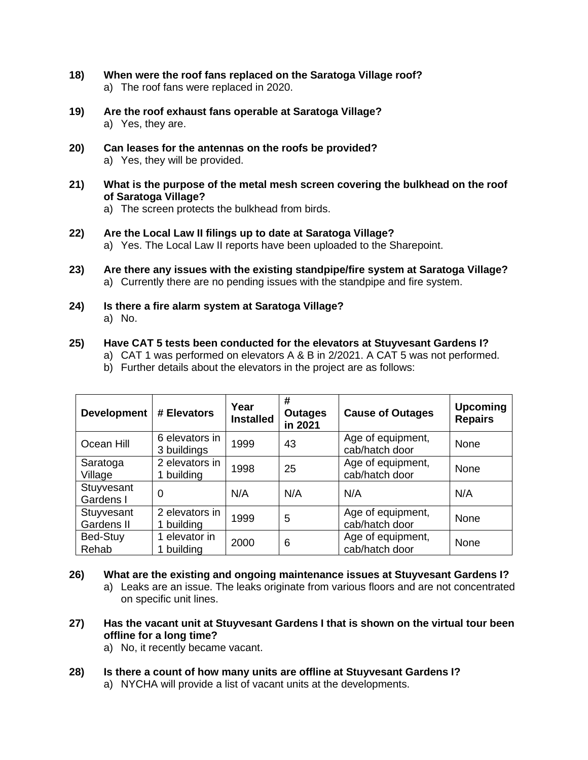**18) When were the roof fans replaced on the Saratoga Village roof?**

a) The roof fans were replaced in 2020.

**19) Are the roof exhaust fans operable at Saratoga Village?**

a) Yes, they are.

**20) Can leases for the antennas on the roofs be provided?**

a) Yes, they will be provided.

**21) What is the purpose of the metal mesh screen covering the bulkhead on the roof of Saratoga Village?**

a) The screen protects the bulkhead from birds.

**22) Are the Local Law II filings up to date at Saratoga Village?**

a) Yes. The Local Law II reports have been uploaded to the Sharepoint.

**23) Are there any issues with the existing standpipe/fire system at Saratoga Village?**

a) Currently there are no pending issues with the standpipe and fire system.

**24) Is there a fire alarm system at Saratoga Village?**

a) No.

**25) Have CAT 5 tests been conducted for the elevators at Stuyvesant Gardens I?**

a) CAT 1 was performed on elevators A & B in 2/2021. A CAT 5 was not performed.

b) Further details about the elevators in the project are as follows:

| Development | # Elevators | Year Installed | # Outages in 2021 | Cause of Outages | Upcoming Repairs |
|---|---|---|---|---|---|
| Ocean Hill | 6 elevators in 3 buildings | 1999 | 43 | Age of equipment, cab/hatch door | None |
| Saratoga Village | 2 elevators in 1 building | 1998 | 25 | Age of equipment, cab/hatch door | None |
| Stuyvesant Gardens I | 0 | N/A | N/A | N/A | N/A |
| Stuyvesant Gardens II | 2 elevators in 1 building | 1999 | 5 | Age of equipment, cab/hatch door | None |
| Bed-Stuy Rehab | 1 elevator in 1 building | 2000 | 6 | Age of equipment, cab/hatch door | None |

**26) What are the existing and ongoing maintenance issues at Stuyvesant Gardens I?**

a) Leaks are an issue. The leaks originate from various floors and are not concentrated on specific unit lines.

**27) Has the vacant unit at Stuyvesant Gardens I that is shown on the virtual tour been offline for a long time?**

a) No, it recently became vacant.

**28) Is there a count of how many units are offline at Stuyvesant Gardens I?**

a) NYCHA will provide a list of vacant units at the developments.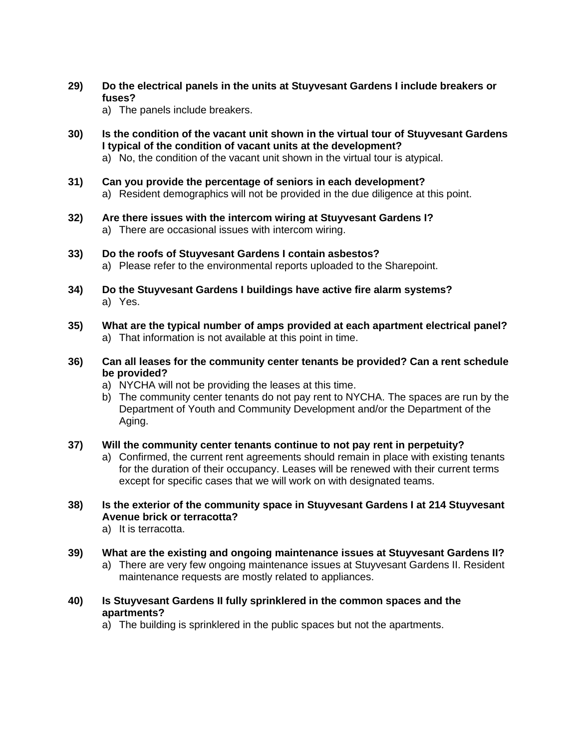**29) Do the electrical panels in the units at Stuyvesant Gardens I include breakers or fuses?**

a) The panels include breakers.

**30) Is the condition of the vacant unit shown in the virtual tour of Stuyvesant Gardens I typical of the condition of vacant units at the development?**

a) No, the condition of the vacant unit shown in the virtual tour is atypical.

**31) Can you provide the percentage of seniors in each development?**

a) Resident demographics will not be provided in the due diligence at this point.

**32) Are there issues with the intercom wiring at Stuyvesant Gardens I?**

a) There are occasional issues with intercom wiring.

**33) Do the roofs of Stuyvesant Gardens I contain asbestos?**

a) Please refer to the environmental reports uploaded to the Sharepoint.

**34) Do the Stuyvesant Gardens I buildings have active fire alarm systems?**

a) Yes.

**35) What are the typical number of amps provided at each apartment electrical panel?**

a) That information is not available at this point in time.

**36) Can all leases for the community center tenants be provided? Can a rent schedule be provided?**

a) NYCHA will not be providing the leases at this time.
b) The community center tenants do not pay rent to NYCHA. The spaces are run by the Department of Youth and Community Development and/or the Department of the Aging.

**37) Will the community center tenants continue to not pay rent in perpetuity?**

a) Confirmed, the current rent agreements should remain in place with existing tenants for the duration of their occupancy. Leases will be renewed with their current terms except for specific cases that we will work on with designated teams.

**38) Is the exterior of the community space in Stuyvesant Gardens I at 214 Stuyvesant Avenue brick or terracotta?**

a) It is terracotta.

**39) What are the existing and ongoing maintenance issues at Stuyvesant Gardens II?**

a) There are very few ongoing maintenance issues at Stuyvesant Gardens II. Resident maintenance requests are mostly related to appliances.

**40) Is Stuyvesant Gardens II fully sprinklered in the common spaces and the apartments?**

a) The building is sprinklered in the public spaces but not the apartments.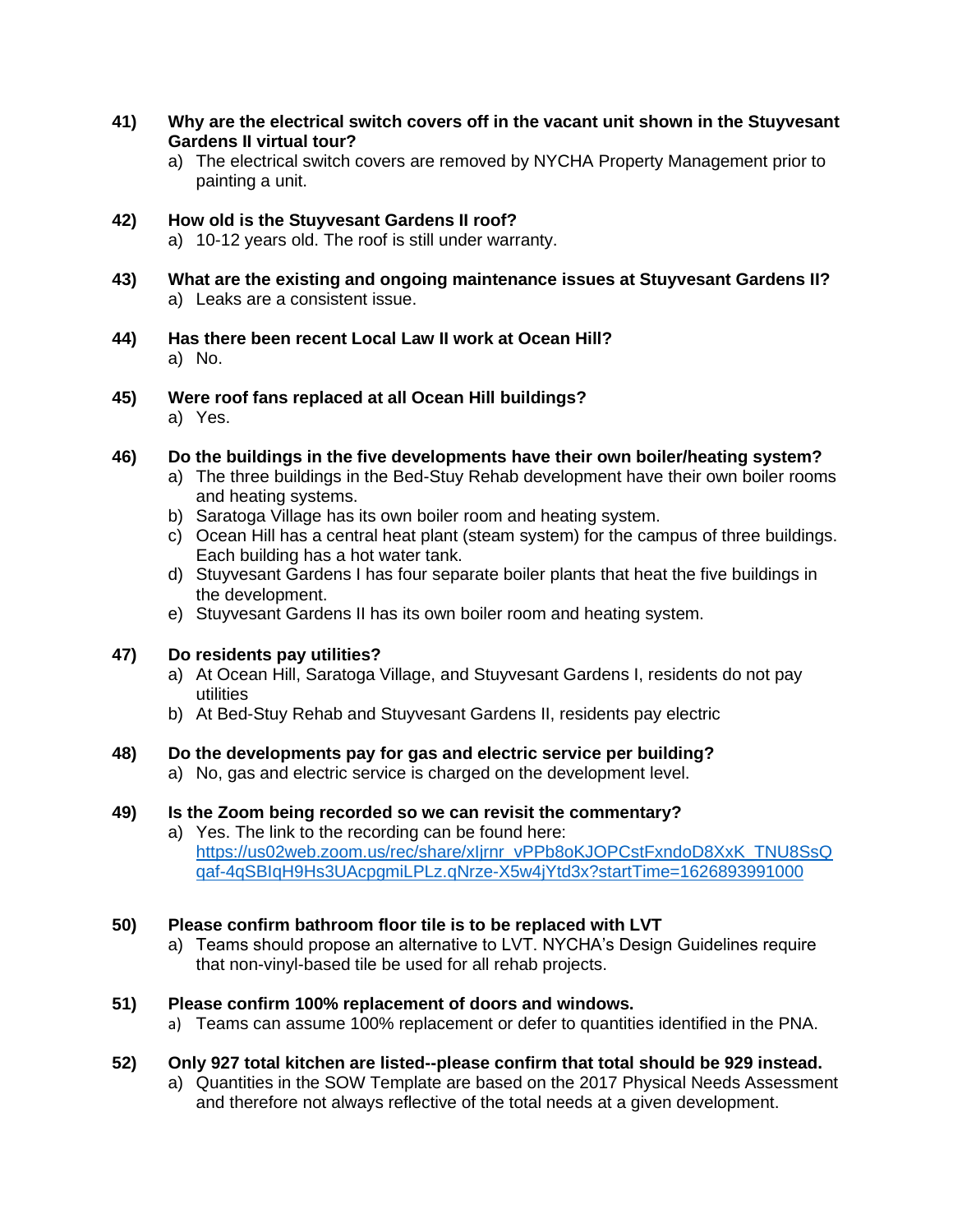**41) Why are the electrical switch covers off in the vacant unit shown in the Stuyvesant Gardens II virtual tour?**

a) The electrical switch covers are removed by NYCHA Property Management prior to painting a unit.

**42) How old is the Stuyvesant Gardens II roof?**

a) 10-12 years old. The roof is still under warranty.

**43) What are the existing and ongoing maintenance issues at Stuyvesant Gardens II?**

a) Leaks are a consistent issue.

**44) Has there been recent Local Law II work at Ocean Hill?**

a) No.

**45) Were roof fans replaced at all Ocean Hill buildings?**

a) Yes.

**46) Do the buildings in the five developments have their own boiler/heating system?**

a) The three buildings in the Bed-Stuy Rehab development have their own boiler rooms and heating systems.
b) Saratoga Village has its own boiler room and heating system.
c) Ocean Hill has a central heat plant (steam system) for the campus of three buildings. Each building has a hot water tank.
d) Stuyvesant Gardens I has four separate boiler plants that heat the five buildings in the development.
e) Stuyvesant Gardens II has its own boiler room and heating system.

**47) Do residents pay utilities?**

a) At Ocean Hill, Saratoga Village, and Stuyvesant Gardens I, residents do not pay utilities
b) At Bed-Stuy Rehab and Stuyvesant Gardens II, residents pay electric

**48) Do the developments pay for gas and electric service per building?**

a) No, gas and electric service is charged on the development level.

**49) Is the Zoom being recorded so we can revisit the commentary?**

a) Yes. The link to the recording can be found here: https://us02web.zoom.us/rec/share/xIjrnr_vPPb8oKJOPCstFxndoD8XxK_TNU8SsQqaf-4qSBIqH9Hs3UAcpgmiLPLz.qNrze-X5w4jYtd3x?startTime=1626893991000

**50) Please confirm bathroom floor tile is to be replaced with LVT**

a) Teams should propose an alternative to LVT. NYCHA's Design Guidelines require that non-vinyl-based tile be used for all rehab projects.

**51) Please confirm 100% replacement of doors and windows.**

a) Teams can assume 100% replacement or defer to quantities identified in the PNA.

**52) Only 927 total kitchen are listed--please confirm that total should be 929 instead.**

a) Quantities in the SOW Template are based on the 2017 Physical Needs Assessment and therefore not always reflective of the total needs at a given development.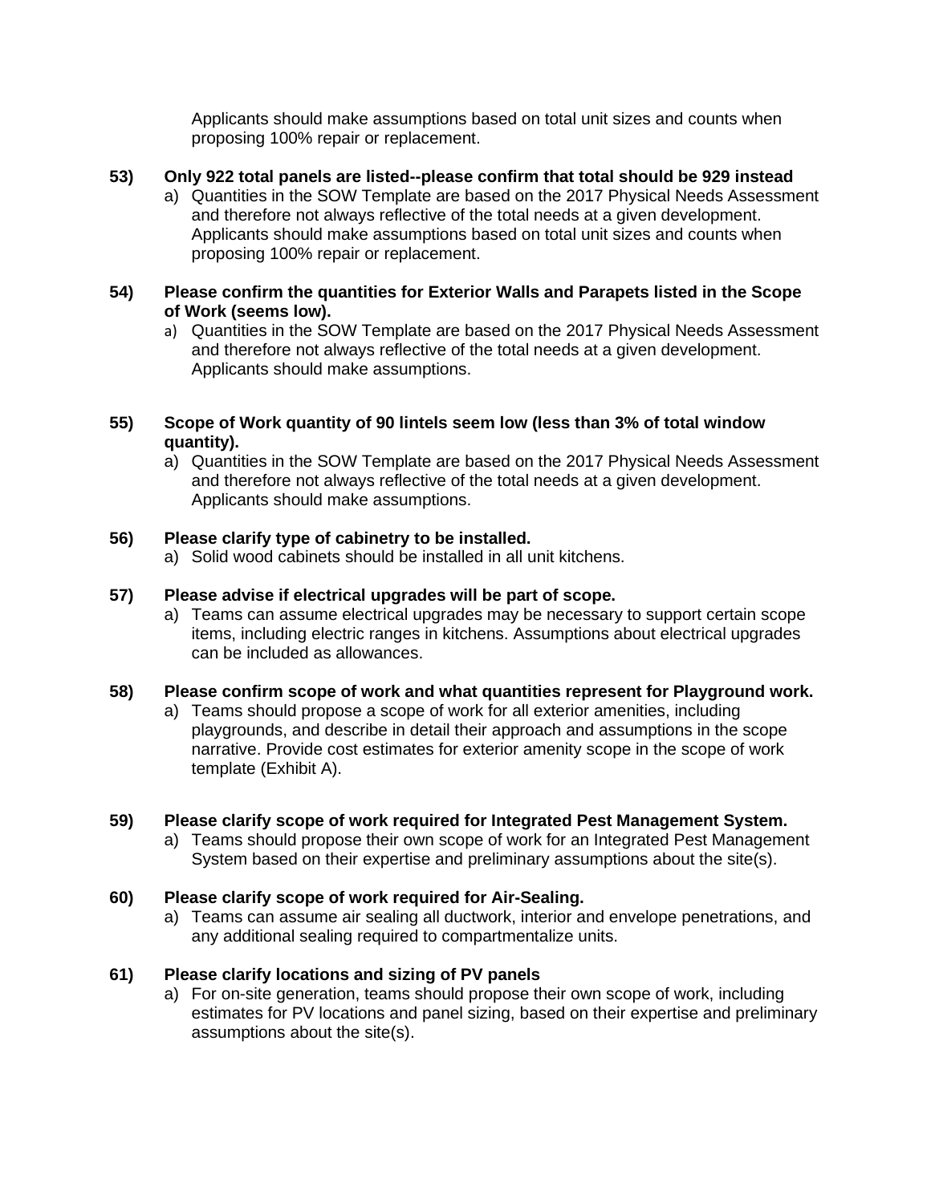Applicants should make assumptions based on total unit sizes and counts when proposing 100% repair or replacement.

**53) Only 922 total panels are listed--please confirm that total should be 929 instead**

a) Quantities in the SOW Template are based on the 2017 Physical Needs Assessment and therefore not always reflective of the total needs at a given development. Applicants should make assumptions based on total unit sizes and counts when proposing 100% repair or replacement.

**54) Please confirm the quantities for Exterior Walls and Parapets listed in the Scope of Work (seems low).**

a) Quantities in the SOW Template are based on the 2017 Physical Needs Assessment and therefore not always reflective of the total needs at a given development. Applicants should make assumptions.

**55) Scope of Work quantity of 90 lintels seem low (less than 3% of total window quantity).**

a) Quantities in the SOW Template are based on the 2017 Physical Needs Assessment and therefore not always reflective of the total needs at a given development. Applicants should make assumptions.

**56) Please clarify type of cabinetry to be installed.**

a) Solid wood cabinets should be installed in all unit kitchens.

**57) Please advise if electrical upgrades will be part of scope.**

a) Teams can assume electrical upgrades may be necessary to support certain scope items, including electric ranges in kitchens. Assumptions about electrical upgrades can be included as allowances.

**58) Please confirm scope of work and what quantities represent for Playground work.**

a) Teams should propose a scope of work for all exterior amenities, including playgrounds, and describe in detail their approach and assumptions in the scope narrative. Provide cost estimates for exterior amenity scope in the scope of work template (Exhibit A).

**59) Please clarify scope of work required for Integrated Pest Management System.**

a) Teams should propose their own scope of work for an Integrated Pest Management System based on their expertise and preliminary assumptions about the site(s).

**60) Please clarify scope of work required for Air-Sealing.**

a) Teams can assume air sealing all ductwork, interior and envelope penetrations, and any additional sealing required to compartmentalize units.

**61) Please clarify locations and sizing of PV panels**

a) For on-site generation, teams should propose their own scope of work, including estimates for PV locations and panel sizing, based on their expertise and preliminary assumptions about the site(s).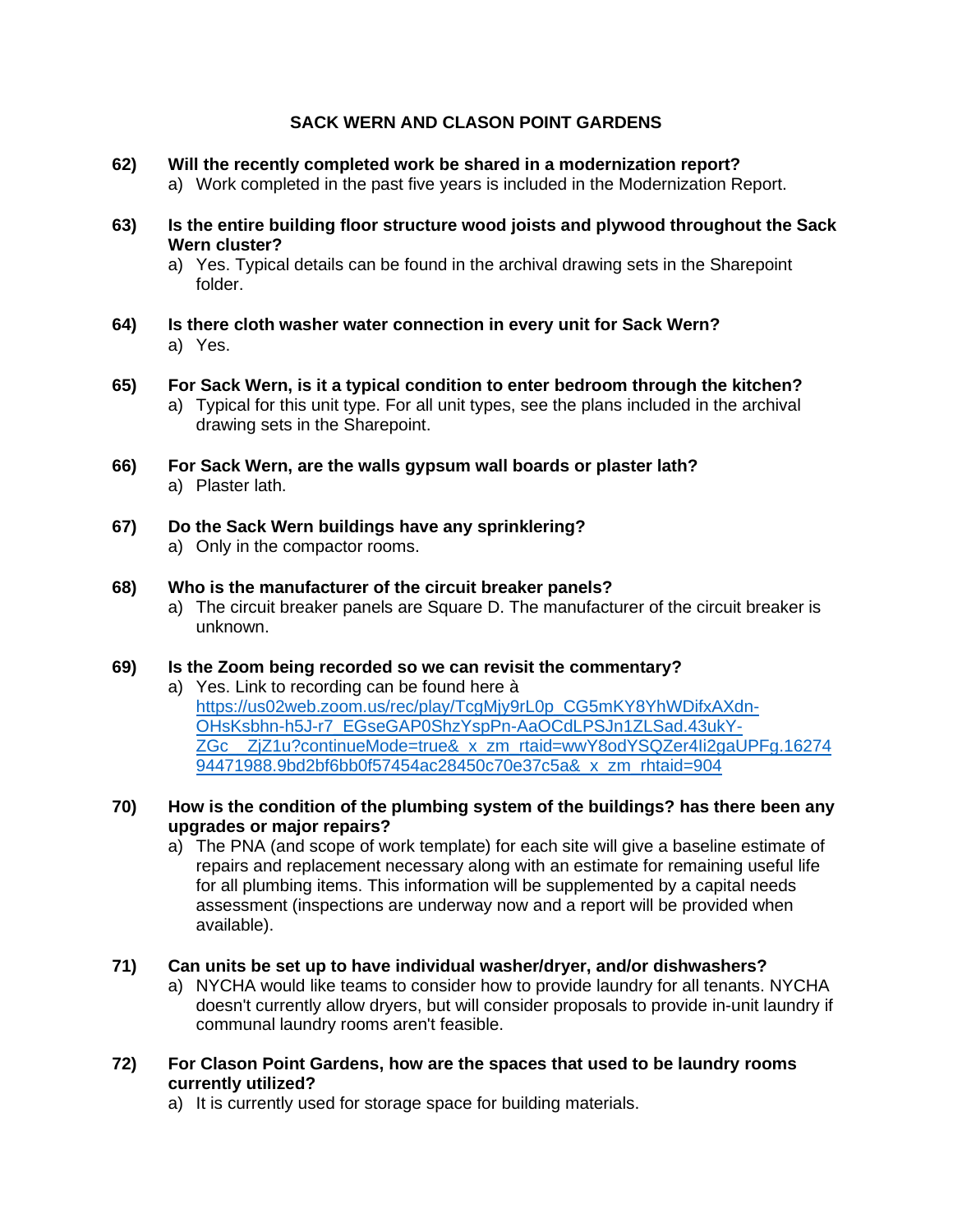## SACK WERN AND CLASON POINT GARDENS

**62) Will the recently completed work be shared in a modernization report?**

a) Work completed in the past five years is included in the Modernization Report.

**63) Is the entire building floor structure wood joists and plywood throughout the Sack Wern cluster?**

a) Yes. Typical details can be found in the archival drawing sets in the Sharepoint folder.

**64) Is there cloth washer water connection in every unit for Sack Wern?**

a) Yes.

**65) For Sack Wern, is it a typical condition to enter bedroom through the kitchen?**

a) Typical for this unit type. For all unit types, see the plans included in the archival drawing sets in the Sharepoint.

**66) For Sack Wern, are the walls gypsum wall boards or plaster lath?**

a) Plaster lath.

**67) Do the Sack Wern buildings have any sprinklering?**

a) Only in the compactor rooms.

**68) Who is the manufacturer of the circuit breaker panels?**

a) The circuit breaker panels are Square D. The manufacturer of the circuit breaker is unknown.

**69) Is the Zoom being recorded so we can revisit the commentary?**

a) Yes. Link to recording can be found here à https://us02web.zoom.us/rec/play/TcgMjy9rL0p_CG5mKY8YhWDifxAXdn-OHsKsbhn-h5J-r7_EGseGAP0ShzYspPn-AaOCdLPSJn1ZLSad.43ukY-ZGc__ZjZ1u?continueMode=true&_x_zm_rtaid=wwY8odYSQZer4Ii2gaUPFg.1627494471988.9bd2bf6bb0f57454ac28450c70e37c5a&_x_zm_rhtaid=904

**70) How is the condition of the plumbing system of the buildings? has there been any upgrades or major repairs?**

a) The PNA (and scope of work template) for each site will give a baseline estimate of repairs and replacement necessary along with an estimate for remaining useful life for all plumbing items. This information will be supplemented by a capital needs assessment (inspections are underway now and a report will be provided when available).

**71) Can units be set up to have individual washer/dryer, and/or dishwashers?**

a) NYCHA would like teams to consider how to provide laundry for all tenants. NYCHA doesn't currently allow dryers, but will consider proposals to provide in-unit laundry if communal laundry rooms aren't feasible.

**72) For Clason Point Gardens, how are the spaces that used to be laundry rooms currently utilized?**

a) It is currently used for storage space for building materials.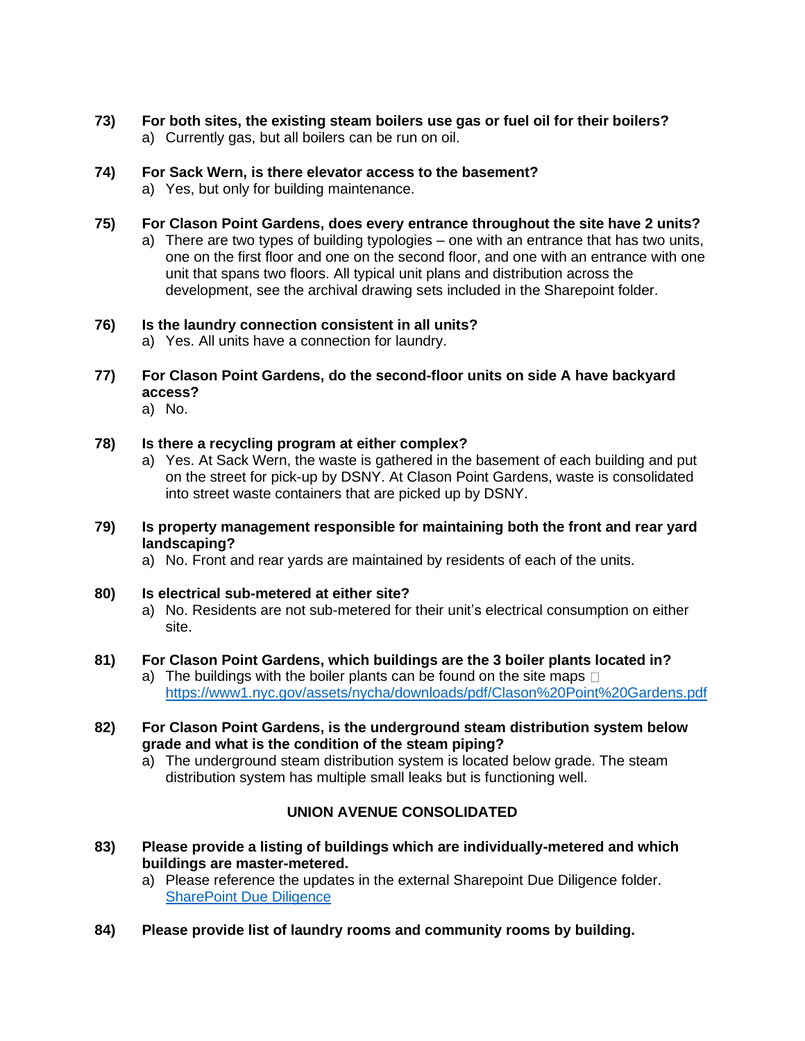**73) For both sites, the existing steam boilers use gas or fuel oil for their boilers?**

a) Currently gas, but all boilers can be run on oil.

**74) For Sack Wern, is there elevator access to the basement?**

a) Yes, but only for building maintenance.

**75) For Clason Point Gardens, does every entrance throughout the site have 2 units?**

a) There are two types of building typologies – one with an entrance that has two units, one on the first floor and one on the second floor, and one with an entrance with one unit that spans two floors. All typical unit plans and distribution across the development, see the archival drawing sets included in the Sharepoint folder.

**76) Is the laundry connection consistent in all units?**

a) Yes. All units have a connection for laundry.

**77) For Clason Point Gardens, do the second-floor units on side A have backyard access?**

a) No.

**78) Is there a recycling program at either complex?**

a) Yes. At Sack Wern, the waste is gathered in the basement of each building and put on the street for pick-up by DSNY. At Clason Point Gardens, waste is consolidated into street waste containers that are picked up by DSNY.

**79) Is property management responsible for maintaining both the front and rear yard landscaping?**

a) No. Front and rear yards are maintained by residents of each of the units.

**80) Is electrical sub-metered at either site?**

a) No. Residents are not sub-metered for their unit's electrical consumption on either site.

**81) For Clason Point Gardens, which buildings are the 3 boiler plants located in?**

a) The buildings with the boiler plants can be found on the site maps [https://www1.nyc.gov/assets/nycha/downloads/pdf/Clason%20Point%20Gardens.pdf](https://www1.nyc.gov/assets/nycha/downloads/pdf/Clason%20Point%20Gardens.pdf)

**82) For Clason Point Gardens, is the underground steam distribution system below grade and what is the condition of the steam piping?**

a) The underground steam distribution system is located below grade. The steam distribution system has multiple small leaks but is functioning well.

## UNION AVENUE CONSOLIDATED

**83) Please provide a listing of buildings which are individually-metered and which buildings are master-metered.**

a) Please reference the updates in the external Sharepoint Due Diligence folder. SharePoint Due Diligence

**84) Please provide list of laundry rooms and community rooms by building.**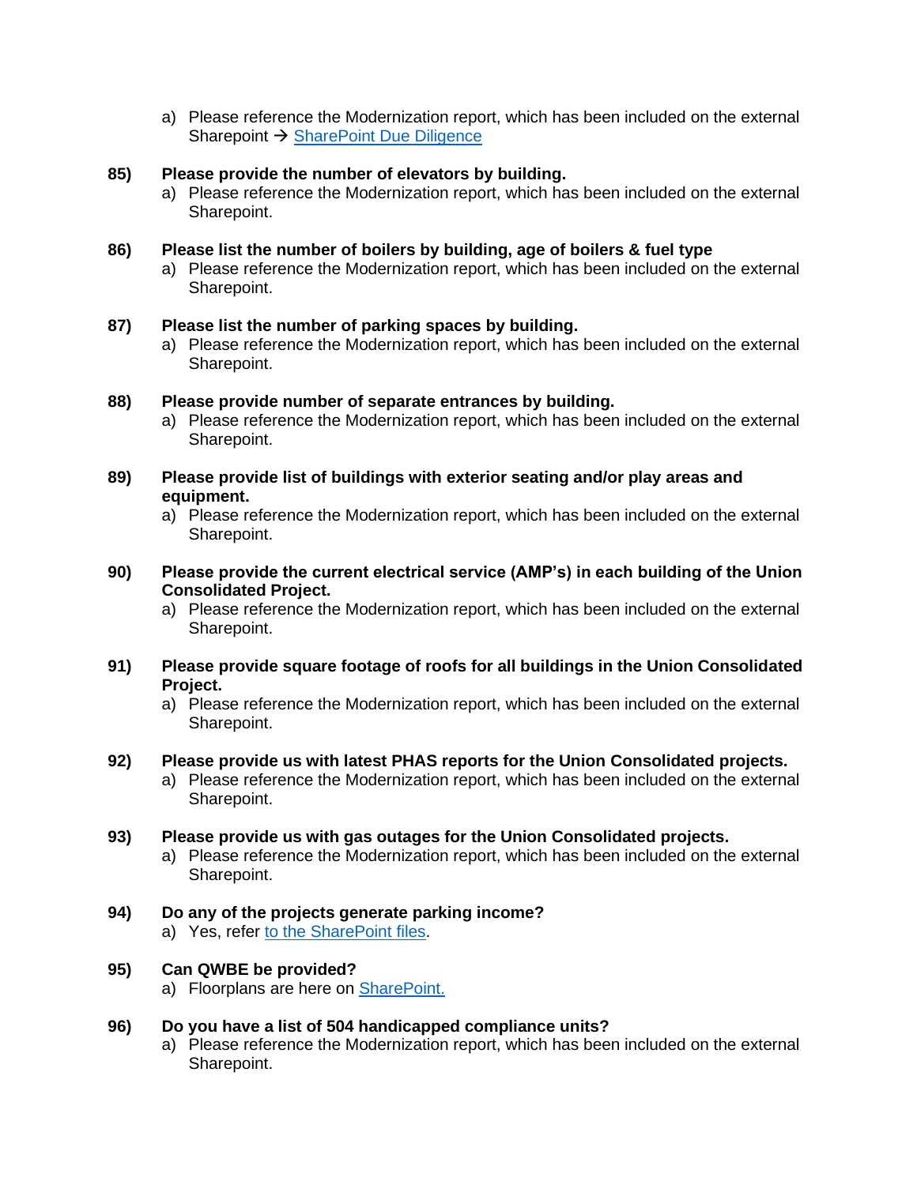a) Please reference the Modernization report, which has been included on the external Sharepoint → [SharePoint Due Diligence]

**85) Please provide the number of elevators by building.**

a) Please reference the Modernization report, which has been included on the external Sharepoint.

**86) Please list the number of boilers by building, age of boilers & fuel type**

a) Please reference the Modernization report, which has been included on the external Sharepoint.

**87) Please list the number of parking spaces by building.**

a) Please reference the Modernization report, which has been included on the external Sharepoint.

**88) Please provide number of separate entrances by building.**

a) Please reference the Modernization report, which has been included on the external Sharepoint.

**89) Please provide list of buildings with exterior seating and/or play areas and equipment.**

a) Please reference the Modernization report, which has been included on the external Sharepoint.

**90) Please provide the current electrical service (AMP's) in each building of the Union Consolidated Project.**

a) Please reference the Modernization report, which has been included on the external Sharepoint.

**91) Please provide square footage of roofs for all buildings in the Union Consolidated Project.**

a) Please reference the Modernization report, which has been included on the external Sharepoint.

**92) Please provide us with latest PHAS reports for the Union Consolidated projects.**

a) Please reference the Modernization report, which has been included on the external Sharepoint.

**93) Please provide us with gas outages for the Union Consolidated projects.**

a) Please reference the Modernization report, which has been included on the external Sharepoint.

**94) Do any of the projects generate parking income?**

a) Yes, refer [to the SharePoint files].

**95) Can QWBE be provided?**

a) Floorplans are here on [SharePoint.]

**96) Do you have a list of 504 handicapped compliance units?**

a) Please reference the Modernization report, which has been included on the external Sharepoint.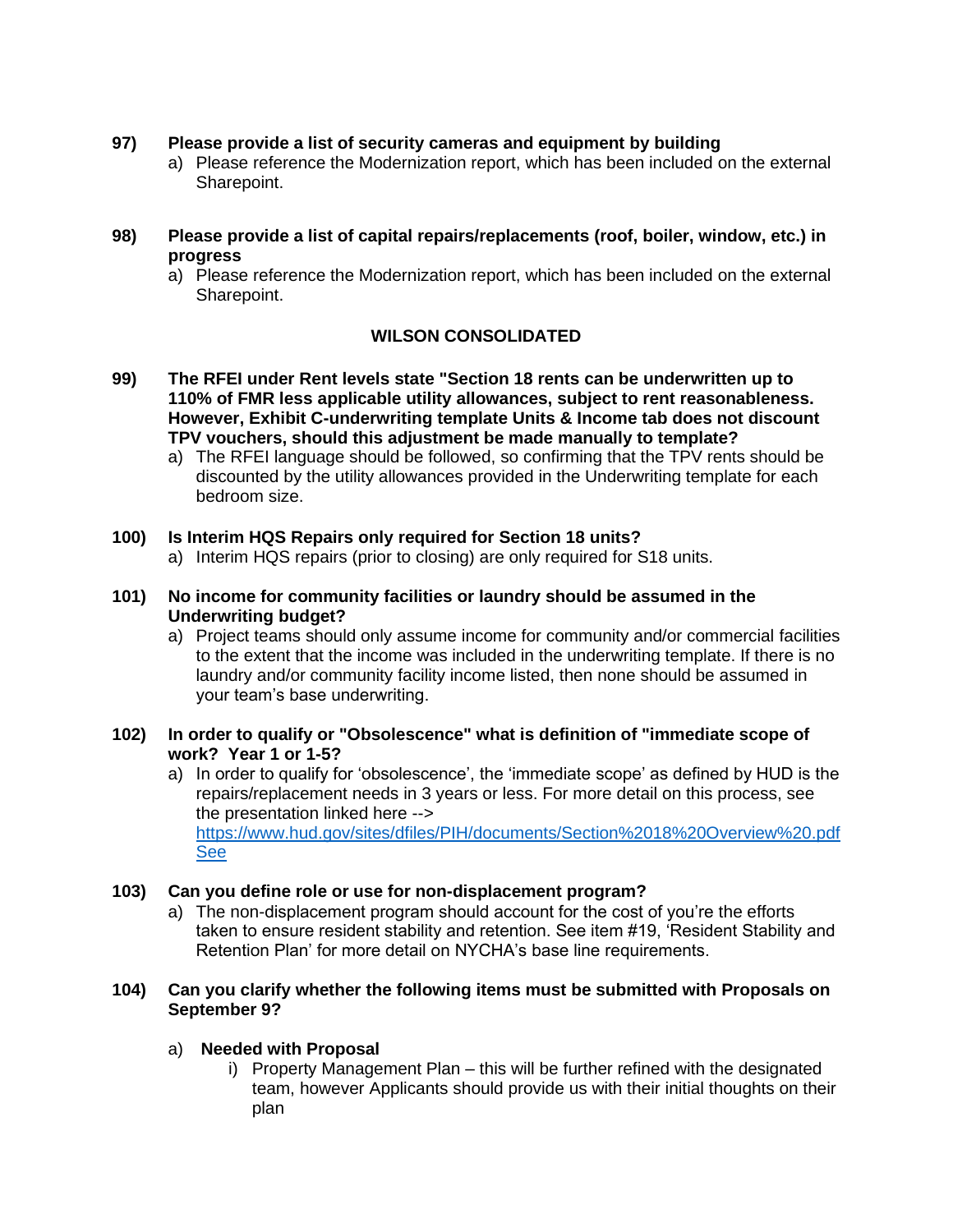**97) Please provide a list of security cameras and equipment by building**

a) Please reference the Modernization report, which has been included on the external Sharepoint.

**98) Please provide a list of capital repairs/replacements (roof, boiler, window, etc.) in progress**

a) Please reference the Modernization report, which has been included on the external Sharepoint.

## WILSON CONSOLIDATED

**99) The RFEI under Rent levels state "Section 18 rents can be underwritten up to 110% of FMR less applicable utility allowances, subject to rent reasonableness. However, Exhibit C-underwriting template Units & Income tab does not discount TPV vouchers, should this adjustment be made manually to template?**

a) The RFEI language should be followed, so confirming that the TPV rents should be discounted by the utility allowances provided in the Underwriting template for each bedroom size.

**100) Is Interim HQS Repairs only required for Section 18 units?**

a) Interim HQS repairs (prior to closing) are only required for S18 units.

**101) No income for community facilities or laundry should be assumed in the Underwriting budget?**

a) Project teams should only assume income for community and/or commercial facilities to the extent that the income was included in the underwriting template. If there is no laundry and/or community facility income listed, then none should be assumed in your team's base underwriting.

**102) In order to qualify or "Obsolescence" what is definition of "immediate scope of work? Year 1 or 1-5?**

a) In order to qualify for 'obsolescence', the 'immediate scope' as defined by HUD is the repairs/replacement needs in 3 years or less. For more detail on this process, see the presentation linked here --> [https://www.hud.gov/sites/dfiles/PIH/documents/Section%2018%20Overview%20.pdf](https://www.hud.gov/sites/dfiles/PIH/documents/Section%2018%20Overview%20.pdf) See

**103) Can you define role or use for non-displacement program?**

a) The non-displacement program should account for the cost of you're the efforts taken to ensure resident stability and retention. See item #19, 'Resident Stability and Retention Plan' for more detail on NYCHA's base line requirements.

**104) Can you clarify whether the following items must be submitted with Proposals on September 9?**

a) **Needed with Proposal**

   i) Property Management Plan – this will be further refined with the designated team, however Applicants should provide us with their initial thoughts on their plan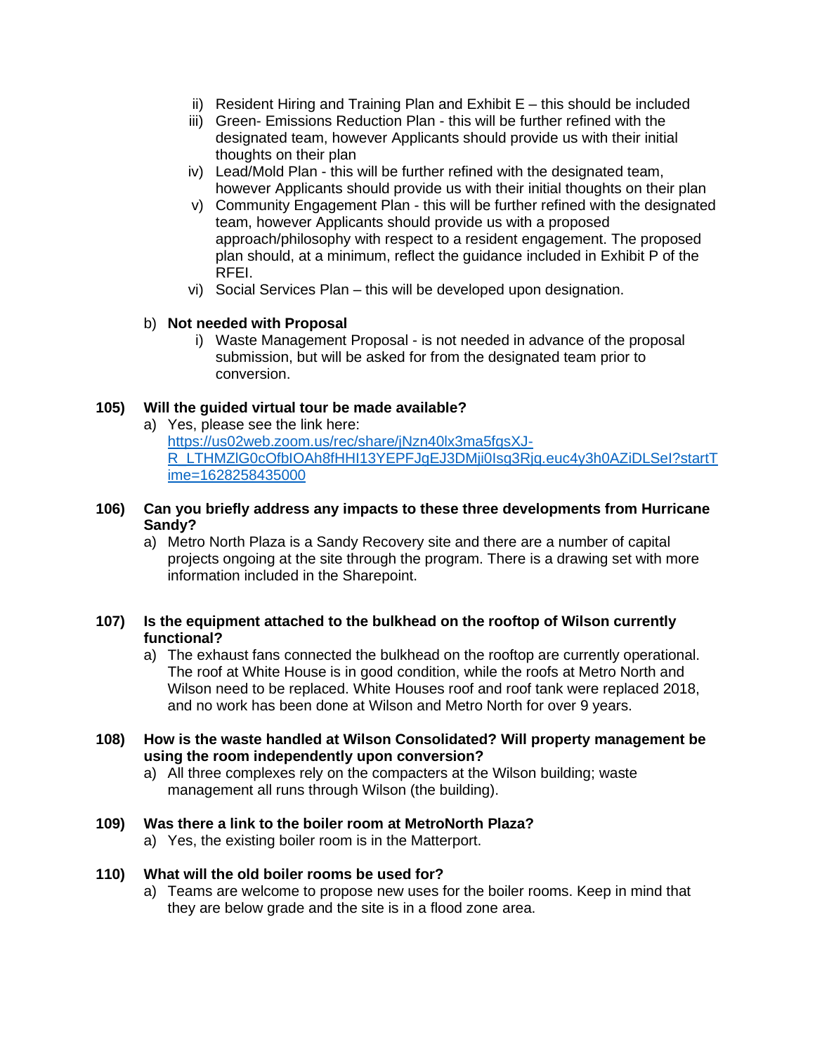ii) Resident Hiring and Training Plan and Exhibit E – this should be included

iii) Green- Emissions Reduction Plan - this will be further refined with the designated team, however Applicants should provide us with their initial thoughts on their plan

iv) Lead/Mold Plan - this will be further refined with the designated team, however Applicants should provide us with their initial thoughts on their plan

v) Community Engagement Plan - this will be further refined with the designated team, however Applicants should provide us with a proposed approach/philosophy with respect to a resident engagement. The proposed plan should, at a minimum, reflect the guidance included in Exhibit P of the RFEI.

vi) Social Services Plan – this will be developed upon designation.

b) **Not needed with Proposal**

i) Waste Management Proposal - is not needed in advance of the proposal submission, but will be asked for from the designated team prior to conversion.

**105) Will the guided virtual tour be made available?**

a) Yes, please see the link here: https://us02web.zoom.us/rec/share/jNzn40lx3ma5fgsXJ-R_LTHMZlG0cOfbIOAh8fHHI13YEPFJgEJ3DMji0Isg3Rjg.euc4y3h0AZiDLSeI?startTime=1628258435000

**106) Can you briefly address any impacts to these three developments from Hurricane Sandy?**

a) Metro North Plaza is a Sandy Recovery site and there are a number of capital projects ongoing at the site through the program. There is a drawing set with more information included in the Sharepoint.

**107) Is the equipment attached to the bulkhead on the rooftop of Wilson currently functional?**

a) The exhaust fans connected the bulkhead on the rooftop are currently operational. The roof at White House is in good condition, while the roofs at Metro North and Wilson need to be replaced. White Houses roof and roof tank were replaced 2018, and no work has been done at Wilson and Metro North for over 9 years.

**108) How is the waste handled at Wilson Consolidated? Will property management be using the room independently upon conversion?**

a) All three complexes rely on the compacters at the Wilson building; waste management all runs through Wilson (the building).

**109) Was there a link to the boiler room at MetroNorth Plaza?**

a) Yes, the existing boiler room is in the Matterport.

**110) What will the old boiler rooms be used for?**

a) Teams are welcome to propose new uses for the boiler rooms. Keep in mind that they are below grade and the site is in a flood zone area.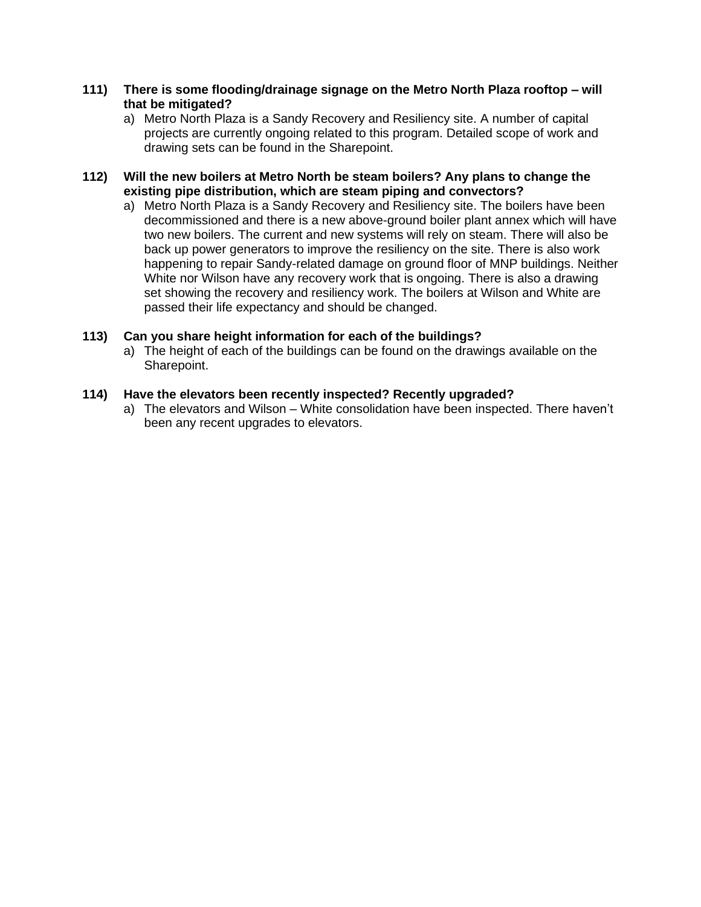**111) There is some flooding/drainage signage on the Metro North Plaza rooftop – will that be mitigated?**

a) Metro North Plaza is a Sandy Recovery and Resiliency site. A number of capital projects are currently ongoing related to this program. Detailed scope of work and drawing sets can be found in the Sharepoint.

**112) Will the new boilers at Metro North be steam boilers? Any plans to change the existing pipe distribution, which are steam piping and convectors?**

a) Metro North Plaza is a Sandy Recovery and Resiliency site. The boilers have been decommissioned and there is a new above-ground boiler plant annex which will have two new boilers. The current and new systems will rely on steam. There will also be back up power generators to improve the resiliency on the site. There is also work happening to repair Sandy-related damage on ground floor of MNP buildings. Neither White nor Wilson have any recovery work that is ongoing. There is also a drawing set showing the recovery and resiliency work. The boilers at Wilson and White are passed their life expectancy and should be changed.

**113) Can you share height information for each of the buildings?**

a) The height of each of the buildings can be found on the drawings available on the Sharepoint.

**114) Have the elevators been recently inspected? Recently upgraded?**

a) The elevators and Wilson – White consolidation have been inspected. There haven't been any recent upgrades to elevators.